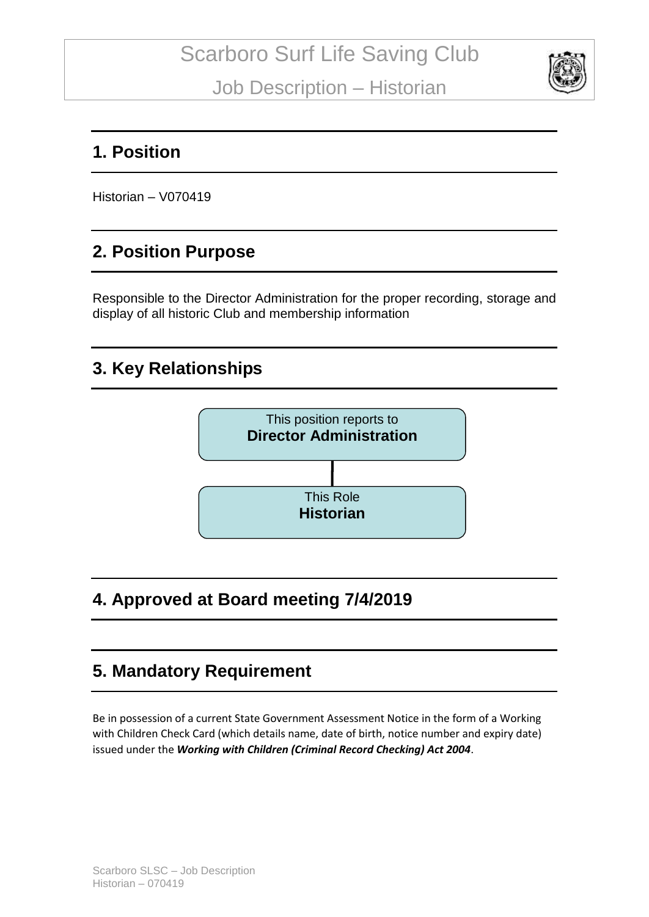# Scarboro Surf Life Saving Club

## Job Description – Historian

## 1. Position

Historian – V070419

## 2. Position Purpose

Responsible to the Director Administration for the proper recording, storage and display of all historic Club and membership information

## 3. Key Relationships

This position reports to
**Director Administration**

This Role
**Historian**

## 4. Approved at Board meeting 7/4/2019

## 5. Mandatory Requirement

Be in possession of a current State Government Assessment Notice in the form of a Working with Children Check Card (which details name, date of birth, notice number and expiry date) issued under the ***Working with Children (Criminal Record Checking) Act 2004***.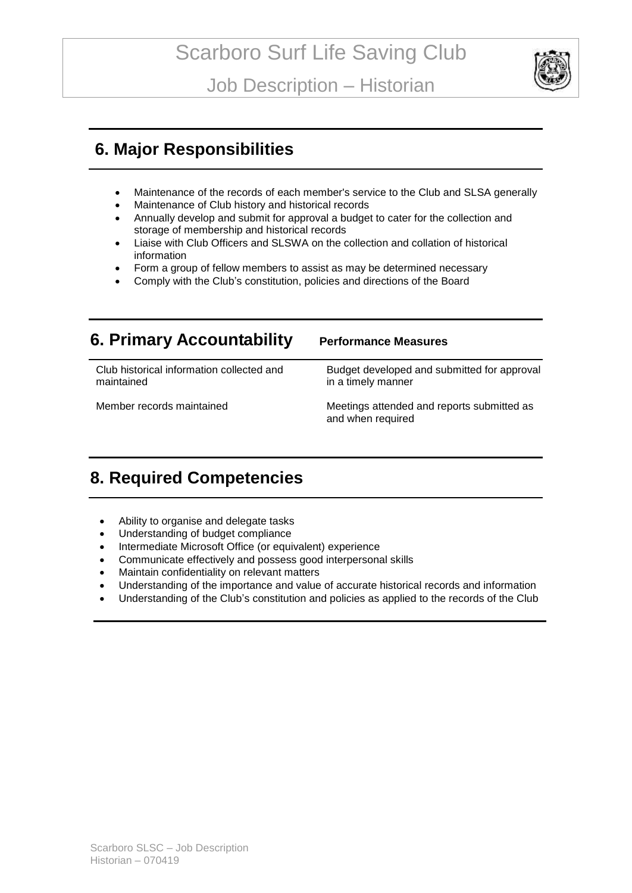# Scarboro Surf Life Saving Club

## Job Description – Historian

## 6. Major Responsibilities

- Maintenance of the records of each member's service to the Club and SLSA generally
- Maintenance of Club history and historical records
- Annually develop and submit for approval a budget to cater for the collection and storage of membership and historical records
- Liaise with Club Officers and SLSWA on the collection and collation of historical information
- Form a group of fellow members to assist as may be determined necessary
- Comply with the Club's constitution, policies and directions of the Board

## 6. Primary Accountability

| 6. Primary Accountability | Performance Measures |
| --- | --- |
| Club historical information collected and maintained | Budget developed and submitted for approval in a timely manner |
| Member records maintained | Meetings attended and reports submitted as and when required |

## 8. Required Competencies

- Ability to organise and delegate tasks
- Understanding of budget compliance
- Intermediate Microsoft Office (or equivalent) experience
- Communicate effectively and possess good interpersonal skills
- Maintain confidentiality on relevant matters
- Understanding of the importance and value of accurate historical records and information
- Understanding of the Club's constitution and policies as applied to the records of the Club